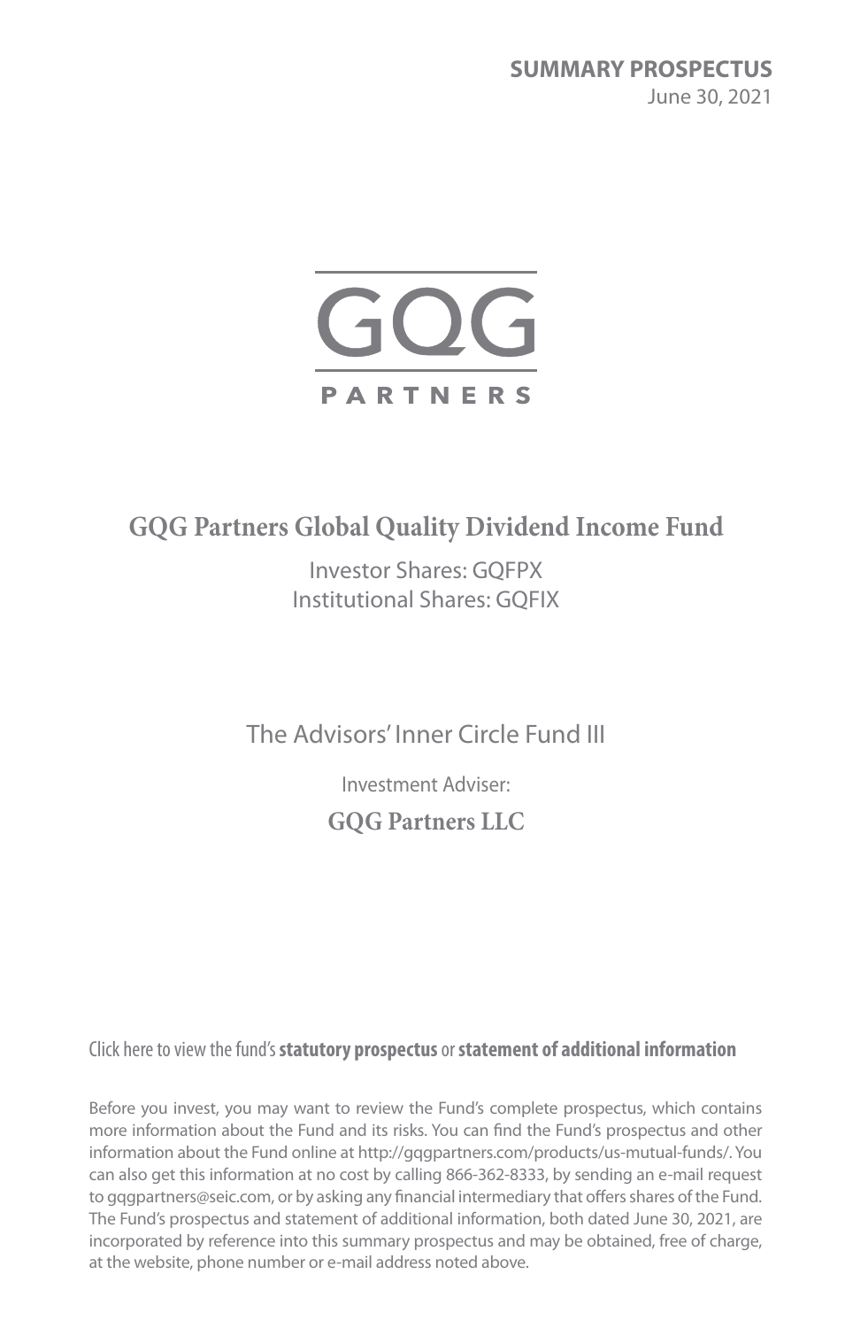**SUMMARY PROSPECTUS**
June 30, 2021

GQG
PARTNERS

# GQG Partners Global Quality Dividend Income Fund

Investor Shares: GQFPX
Institutional Shares: GQFIX

The Advisors' Inner Circle Fund III

Investment Adviser:

**GQG Partners LLC**

Click here to view the fund's **statutory prospectus** or **statement of additional information**

Before you invest, you may want to review the Fund's complete prospectus, which contains more information about the Fund and its risks. You can find the Fund's prospectus and other information about the Fund online at http://gqgpartners.com/products/us-mutual-funds/. You can also get this information at no cost by calling 866-362-8333, by sending an e-mail request to gqgpartners@seic.com, or by asking any financial intermediary that offers shares of the Fund. The Fund's prospectus and statement of additional information, both dated June 30, 2021, are incorporated by reference into this summary prospectus and may be obtained, free of charge, at the website, phone number or e-mail address noted above.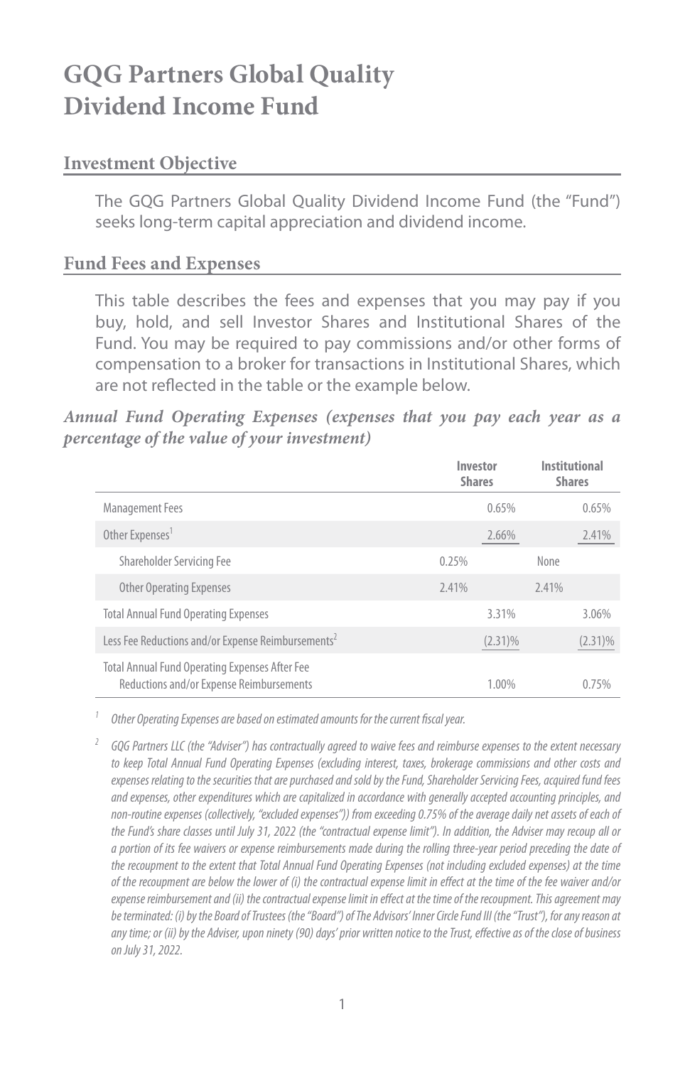# GQG Partners Global Quality Dividend Income Fund

## Investment Objective

The GQG Partners Global Quality Dividend Income Fund (the "Fund") seeks long-term capital appreciation and dividend income.

## Fund Fees and Expenses

This table describes the fees and expenses that you may pay if you buy, hold, and sell Investor Shares and Institutional Shares of the Fund. You may be required to pay commissions and/or other forms of compensation to a broker for transactions in Institutional Shares, which are not reflected in the table or the example below.

***Annual Fund Operating Expenses (expenses that you pay each year as a percentage of the value of your investment)***

| | Investor Shares | | Institutional Shares | |
|---|---|---|---|---|
| Management Fees | | 0.65% | | 0.65% |
| Other Expenses[1] | | 2.66% | | 2.41% |
| Shareholder Servicing Fee | 0.25% | | None | |
| Other Operating Expenses | 2.41% | | 2.41% | |
| Total Annual Fund Operating Expenses | | 3.31% | | 3.06% |
| Less Fee Reductions and/or Expense Reimbursements[2] | | (2.31)% | | (2.31)% |
| Total Annual Fund Operating Expenses After Fee Reductions and/or Expense Reimbursements | | 1.00% | | 0.75% |

[1] *Other Operating Expenses are based on estimated amounts for the current fiscal year.*

[2] *GQG Partners LLC (the "Adviser") has contractually agreed to waive fees and reimburse expenses to the extent necessary to keep Total Annual Fund Operating Expenses (excluding interest, taxes, brokerage commissions and other costs and expenses relating to the securities that are purchased and sold by the Fund, Shareholder Servicing Fees, acquired fund fees and expenses, other expenditures which are capitalized in accordance with generally accepted accounting principles, and non-routine expenses (collectively, "excluded expenses")) from exceeding 0.75% of the average daily net assets of each of the Fund's share classes until July 31, 2022 (the "contractual expense limit"). In addition, the Adviser may recoup all or a portion of its fee waivers or expense reimbursements made during the rolling three-year period preceding the date of the recoupment to the extent that Total Annual Fund Operating Expenses (not including excluded expenses) at the time of the recoupment are below the lower of (i) the contractual expense limit in effect at the time of the fee waiver and/or expense reimbursement and (ii) the contractual expense limit in effect at the time of the recoupment. This agreement may be terminated: (i) by the Board of Trustees (the "Board") of The Advisors' Inner Circle Fund III (the "Trust"), for any reason at any time; or (ii) by the Adviser, upon ninety (90) days' prior written notice to the Trust, effective as of the close of business on July 31, 2022.*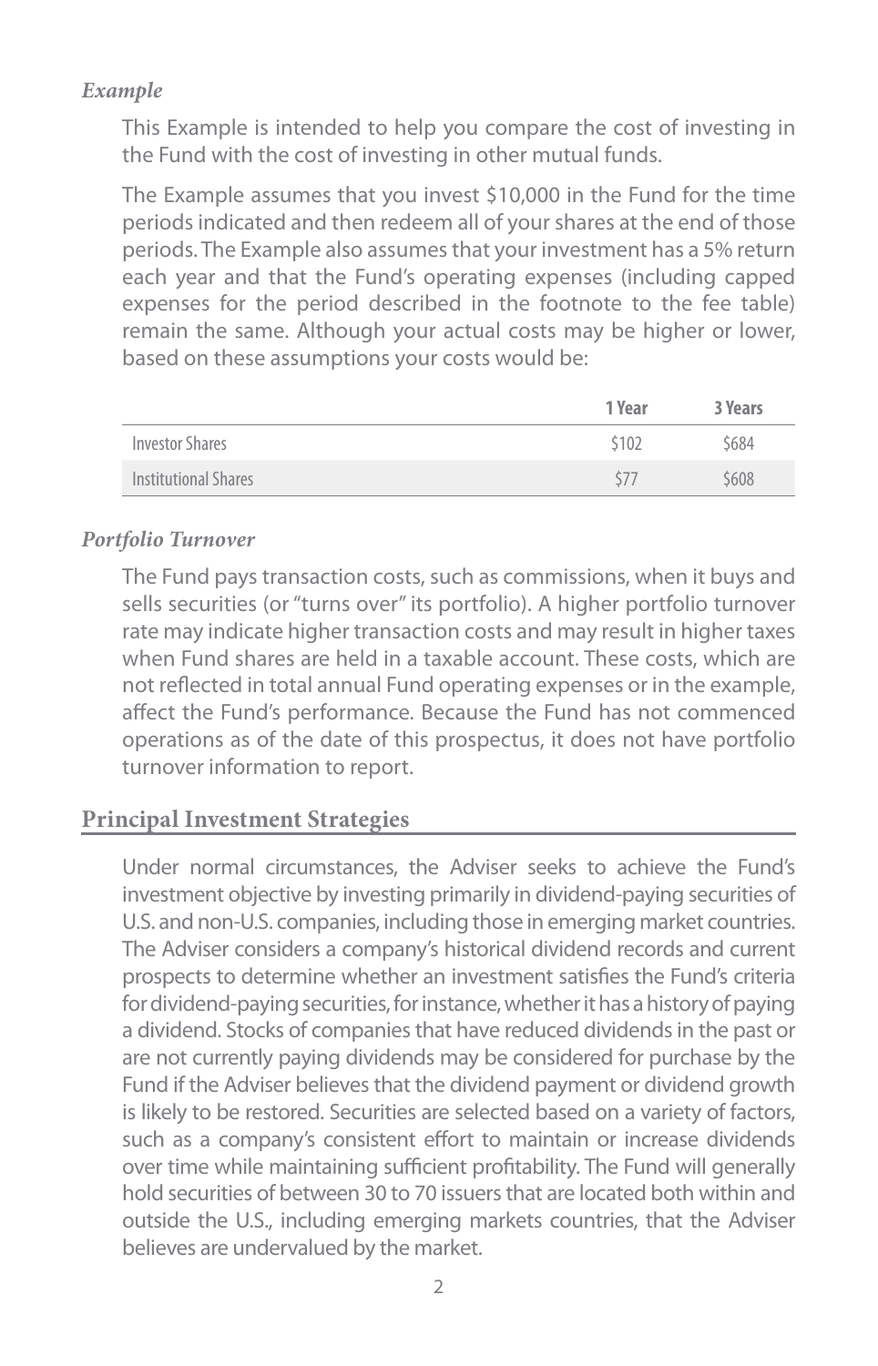*Example*

This Example is intended to help you compare the cost of investing in the Fund with the cost of investing in other mutual funds.

The Example assumes that you invest $10,000 in the Fund for the time periods indicated and then redeem all of your shares at the end of those periods. The Example also assumes that your investment has a 5% return each year and that the Fund's operating expenses (including capped expenses for the period described in the footnote to the fee table) remain the same. Although your actual costs may be higher or lower, based on these assumptions your costs would be:

| | 1 Year | 3 Years |
|---|---|---|
| Investor Shares | $102 | $684 |
| Institutional Shares | $77 | $608 |

*Portfolio Turnover*

The Fund pays transaction costs, such as commissions, when it buys and sells securities (or "turns over" its portfolio). A higher portfolio turnover rate may indicate higher transaction costs and may result in higher taxes when Fund shares are held in a taxable account. These costs, which are not reflected in total annual Fund operating expenses or in the example, affect the Fund's performance. Because the Fund has not commenced operations as of the date of this prospectus, it does not have portfolio turnover information to report.

## Principal Investment Strategies

Under normal circumstances, the Adviser seeks to achieve the Fund's investment objective by investing primarily in dividend-paying securities of U.S. and non-U.S. companies, including those in emerging market countries. The Adviser considers a company's historical dividend records and current prospects to determine whether an investment satisfies the Fund's criteria for dividend-paying securities, for instance, whether it has a history of paying a dividend. Stocks of companies that have reduced dividends in the past or are not currently paying dividends may be considered for purchase by the Fund if the Adviser believes that the dividend payment or dividend growth is likely to be restored. Securities are selected based on a variety of factors, such as a company's consistent effort to maintain or increase dividends over time while maintaining sufficient profitability. The Fund will generally hold securities of between 30 to 70 issuers that are located both within and outside the U.S., including emerging markets countries, that the Adviser believes are undervalued by the market.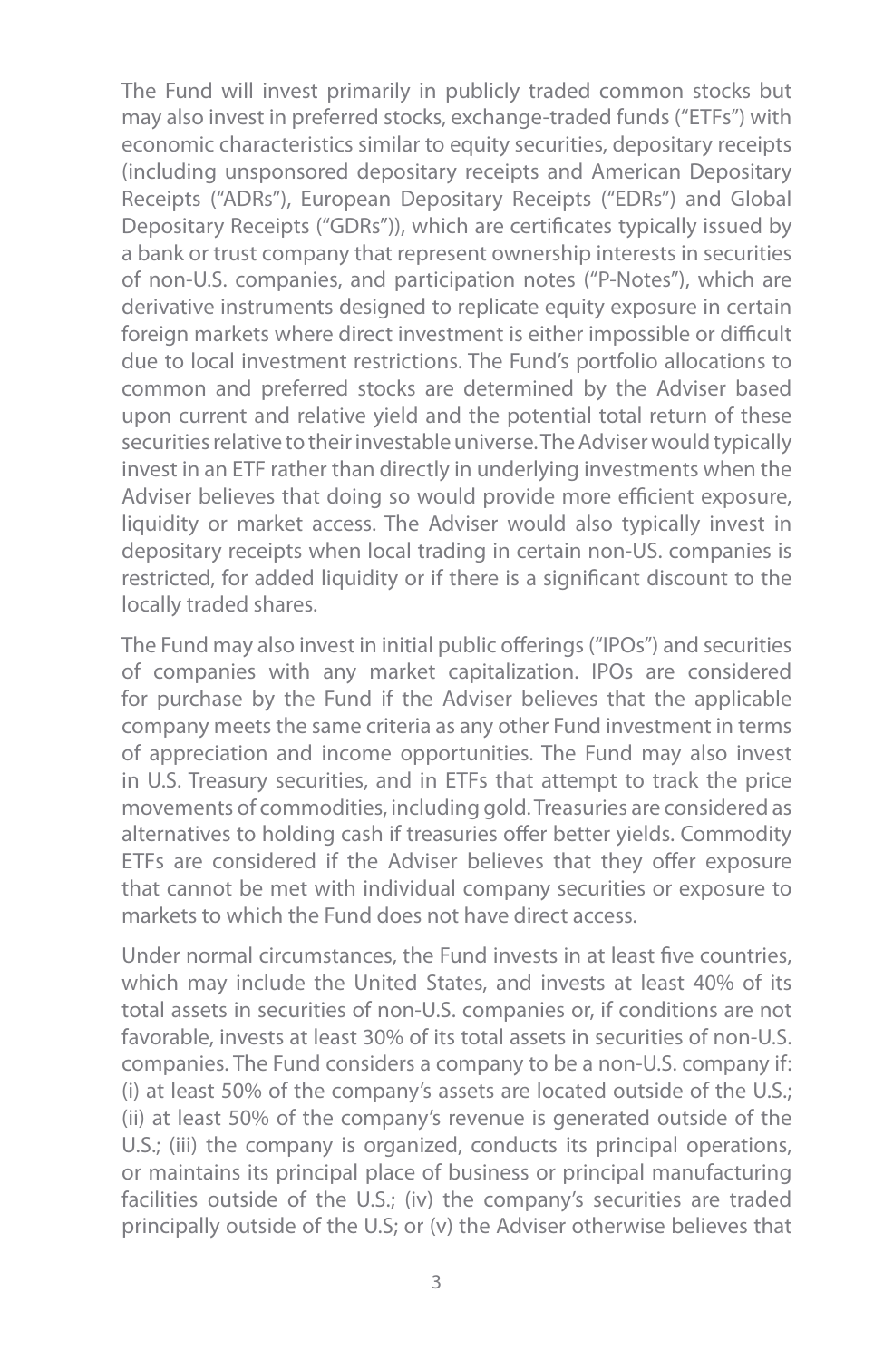The Fund will invest primarily in publicly traded common stocks but may also invest in preferred stocks, exchange-traded funds ("ETFs") with economic characteristics similar to equity securities, depositary receipts (including unsponsored depositary receipts and American Depositary Receipts ("ADRs"), European Depositary Receipts ("EDRs") and Global Depositary Receipts ("GDRs")), which are certificates typically issued by a bank or trust company that represent ownership interests in securities of non-U.S. companies, and participation notes ("P-Notes"), which are derivative instruments designed to replicate equity exposure in certain foreign markets where direct investment is either impossible or difficult due to local investment restrictions. The Fund's portfolio allocations to common and preferred stocks are determined by the Adviser based upon current and relative yield and the potential total return of these securities relative to their investable universe. The Adviser would typically invest in an ETF rather than directly in underlying investments when the Adviser believes that doing so would provide more efficient exposure, liquidity or market access. The Adviser would also typically invest in depositary receipts when local trading in certain non-US. companies is restricted, for added liquidity or if there is a significant discount to the locally traded shares.

The Fund may also invest in initial public offerings ("IPOs") and securities of companies with any market capitalization. IPOs are considered for purchase by the Fund if the Adviser believes that the applicable company meets the same criteria as any other Fund investment in terms of appreciation and income opportunities. The Fund may also invest in U.S. Treasury securities, and in ETFs that attempt to track the price movements of commodities, including gold. Treasuries are considered as alternatives to holding cash if treasuries offer better yields. Commodity ETFs are considered if the Adviser believes that they offer exposure that cannot be met with individual company securities or exposure to markets to which the Fund does not have direct access.

Under normal circumstances, the Fund invests in at least five countries, which may include the United States, and invests at least 40% of its total assets in securities of non-U.S. companies or, if conditions are not favorable, invests at least 30% of its total assets in securities of non-U.S. companies. The Fund considers a company to be a non-U.S. company if: (i) at least 50% of the company's assets are located outside of the U.S.; (ii) at least 50% of the company's revenue is generated outside of the U.S.; (iii) the company is organized, conducts its principal operations, or maintains its principal place of business or principal manufacturing facilities outside of the U.S.; (iv) the company's securities are traded principally outside of the U.S; or (v) the Adviser otherwise believes that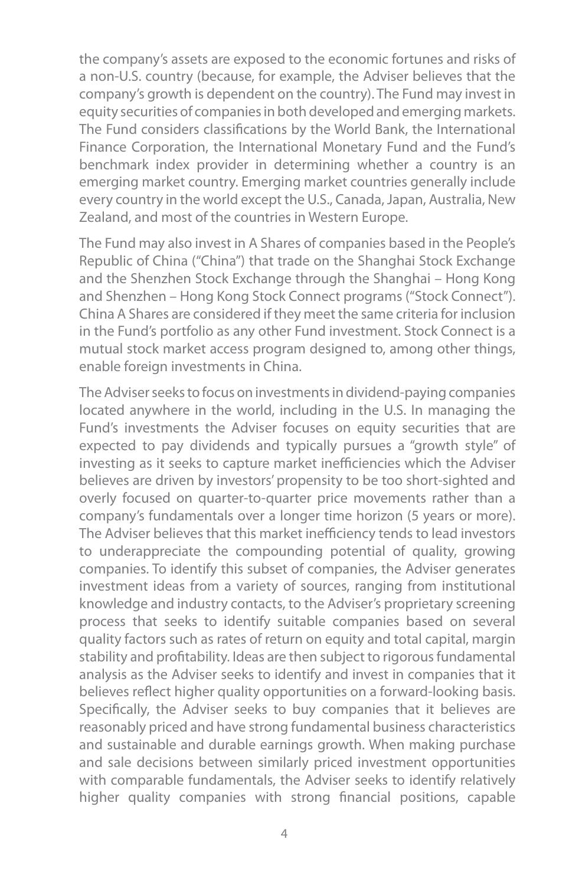the company's assets are exposed to the economic fortunes and risks of a non-U.S. country (because, for example, the Adviser believes that the company's growth is dependent on the country). The Fund may invest in equity securities of companies in both developed and emerging markets. The Fund considers classifications by the World Bank, the International Finance Corporation, the International Monetary Fund and the Fund's benchmark index provider in determining whether a country is an emerging market country. Emerging market countries generally include every country in the world except the U.S., Canada, Japan, Australia, New Zealand, and most of the countries in Western Europe.

The Fund may also invest in A Shares of companies based in the People's Republic of China ("China") that trade on the Shanghai Stock Exchange and the Shenzhen Stock Exchange through the Shanghai – Hong Kong and Shenzhen – Hong Kong Stock Connect programs ("Stock Connect"). China A Shares are considered if they meet the same criteria for inclusion in the Fund's portfolio as any other Fund investment. Stock Connect is a mutual stock market access program designed to, among other things, enable foreign investments in China.

The Adviser seeks to focus on investments in dividend-paying companies located anywhere in the world, including in the U.S. In managing the Fund's investments the Adviser focuses on equity securities that are expected to pay dividends and typically pursues a "growth style" of investing as it seeks to capture market inefficiencies which the Adviser believes are driven by investors' propensity to be too short-sighted and overly focused on quarter-to-quarter price movements rather than a company's fundamentals over a longer time horizon (5 years or more). The Adviser believes that this market inefficiency tends to lead investors to underappreciate the compounding potential of quality, growing companies. To identify this subset of companies, the Adviser generates investment ideas from a variety of sources, ranging from institutional knowledge and industry contacts, to the Adviser's proprietary screening process that seeks to identify suitable companies based on several quality factors such as rates of return on equity and total capital, margin stability and profitability. Ideas are then subject to rigorous fundamental analysis as the Adviser seeks to identify and invest in companies that it believes reflect higher quality opportunities on a forward-looking basis. Specifically, the Adviser seeks to buy companies that it believes are reasonably priced and have strong fundamental business characteristics and sustainable and durable earnings growth. When making purchase and sale decisions between similarly priced investment opportunities with comparable fundamentals, the Adviser seeks to identify relatively higher quality companies with strong financial positions, capable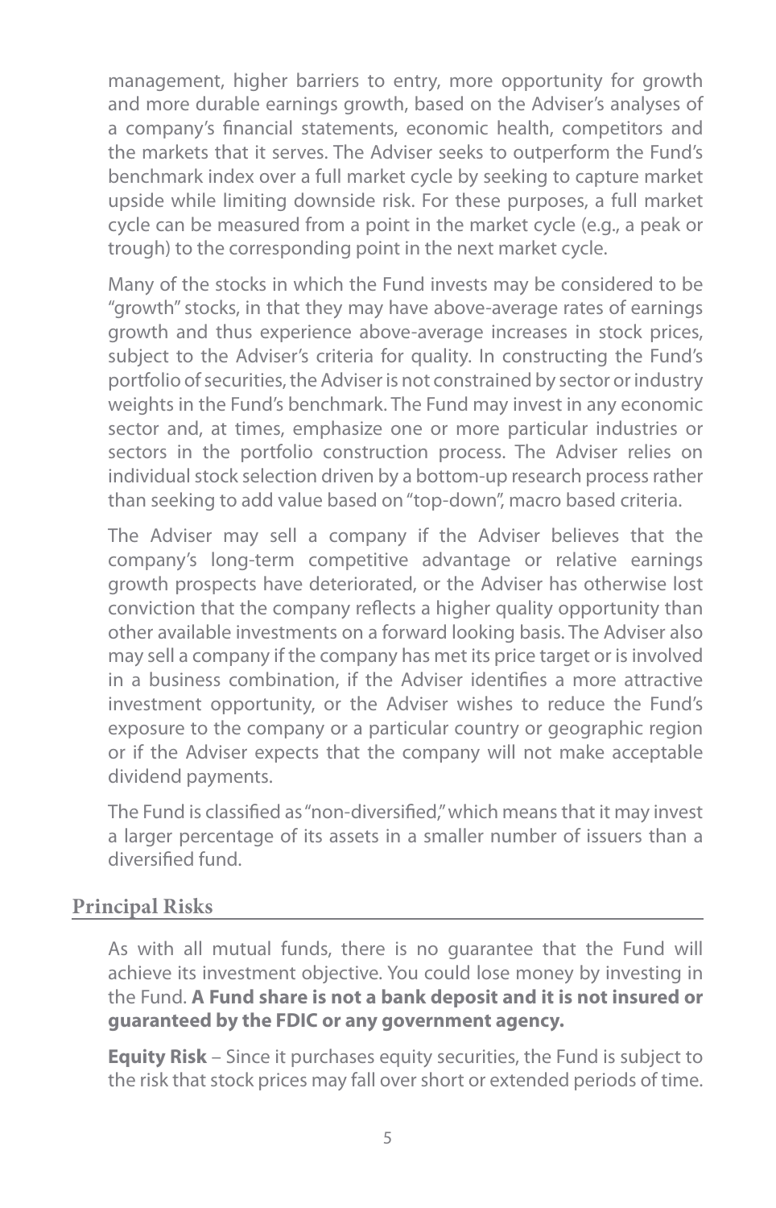management, higher barriers to entry, more opportunity for growth and more durable earnings growth, based on the Adviser's analyses of a company's financial statements, economic health, competitors and the markets that it serves. The Adviser seeks to outperform the Fund's benchmark index over a full market cycle by seeking to capture market upside while limiting downside risk. For these purposes, a full market cycle can be measured from a point in the market cycle (e.g., a peak or trough) to the corresponding point in the next market cycle.

Many of the stocks in which the Fund invests may be considered to be "growth" stocks, in that they may have above-average rates of earnings growth and thus experience above-average increases in stock prices, subject to the Adviser's criteria for quality. In constructing the Fund's portfolio of securities, the Adviser is not constrained by sector or industry weights in the Fund's benchmark. The Fund may invest in any economic sector and, at times, emphasize one or more particular industries or sectors in the portfolio construction process. The Adviser relies on individual stock selection driven by a bottom-up research process rather than seeking to add value based on "top-down", macro based criteria.

The Adviser may sell a company if the Adviser believes that the company's long-term competitive advantage or relative earnings growth prospects have deteriorated, or the Adviser has otherwise lost conviction that the company reflects a higher quality opportunity than other available investments on a forward looking basis. The Adviser also may sell a company if the company has met its price target or is involved in a business combination, if the Adviser identifies a more attractive investment opportunity, or the Adviser wishes to reduce the Fund's exposure to the company or a particular country or geographic region or if the Adviser expects that the company will not make acceptable dividend payments.

The Fund is classified as "non-diversified," which means that it may invest a larger percentage of its assets in a smaller number of issuers than a diversified fund.

## Principal Risks

As with all mutual funds, there is no guarantee that the Fund will achieve its investment objective. You could lose money by investing in the Fund. **A Fund share is not a bank deposit and it is not insured or guaranteed by the FDIC or any government agency.**

**Equity Risk** – Since it purchases equity securities, the Fund is subject to the risk that stock prices may fall over short or extended periods of time.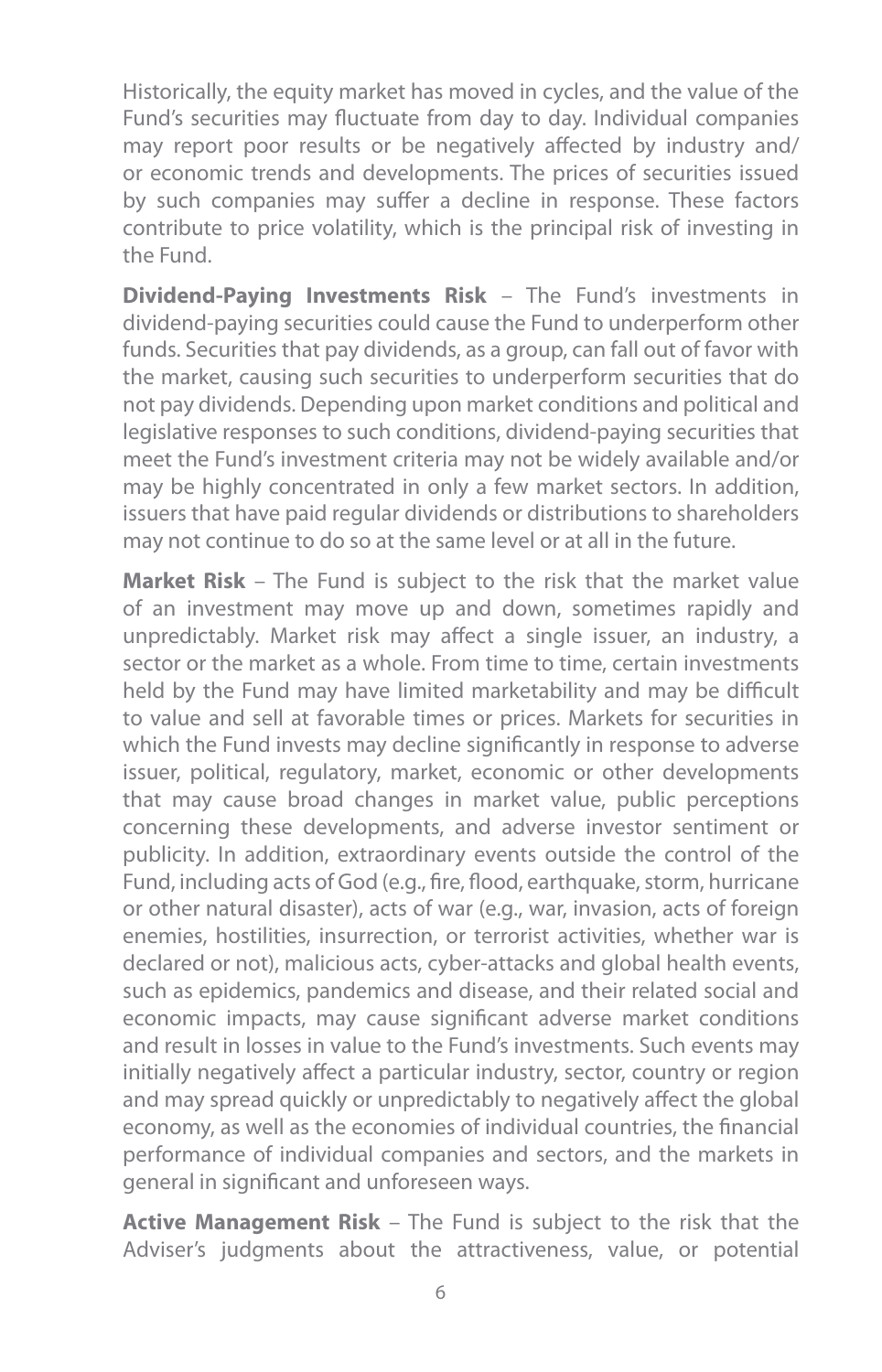Historically, the equity market has moved in cycles, and the value of the Fund's securities may fluctuate from day to day. Individual companies may report poor results or be negatively affected by industry and/or economic trends and developments. The prices of securities issued by such companies may suffer a decline in response. These factors contribute to price volatility, which is the principal risk of investing in the Fund.

**Dividend-Paying Investments Risk** – The Fund's investments in dividend-paying securities could cause the Fund to underperform other funds. Securities that pay dividends, as a group, can fall out of favor with the market, causing such securities to underperform securities that do not pay dividends. Depending upon market conditions and political and legislative responses to such conditions, dividend-paying securities that meet the Fund's investment criteria may not be widely available and/or may be highly concentrated in only a few market sectors. In addition, issuers that have paid regular dividends or distributions to shareholders may not continue to do so at the same level or at all in the future.

**Market Risk** – The Fund is subject to the risk that the market value of an investment may move up and down, sometimes rapidly and unpredictably. Market risk may affect a single issuer, an industry, a sector or the market as a whole. From time to time, certain investments held by the Fund may have limited marketability and may be difficult to value and sell at favorable times or prices. Markets for securities in which the Fund invests may decline significantly in response to adverse issuer, political, regulatory, market, economic or other developments that may cause broad changes in market value, public perceptions concerning these developments, and adverse investor sentiment or publicity. In addition, extraordinary events outside the control of the Fund, including acts of God (e.g., fire, flood, earthquake, storm, hurricane or other natural disaster), acts of war (e.g., war, invasion, acts of foreign enemies, hostilities, insurrection, or terrorist activities, whether war is declared or not), malicious acts, cyber-attacks and global health events, such as epidemics, pandemics and disease, and their related social and economic impacts, may cause significant adverse market conditions and result in losses in value to the Fund's investments. Such events may initially negatively affect a particular industry, sector, country or region and may spread quickly or unpredictably to negatively affect the global economy, as well as the economies of individual countries, the financial performance of individual companies and sectors, and the markets in general in significant and unforeseen ways.

**Active Management Risk** – The Fund is subject to the risk that the Adviser's judgments about the attractiveness, value, or potential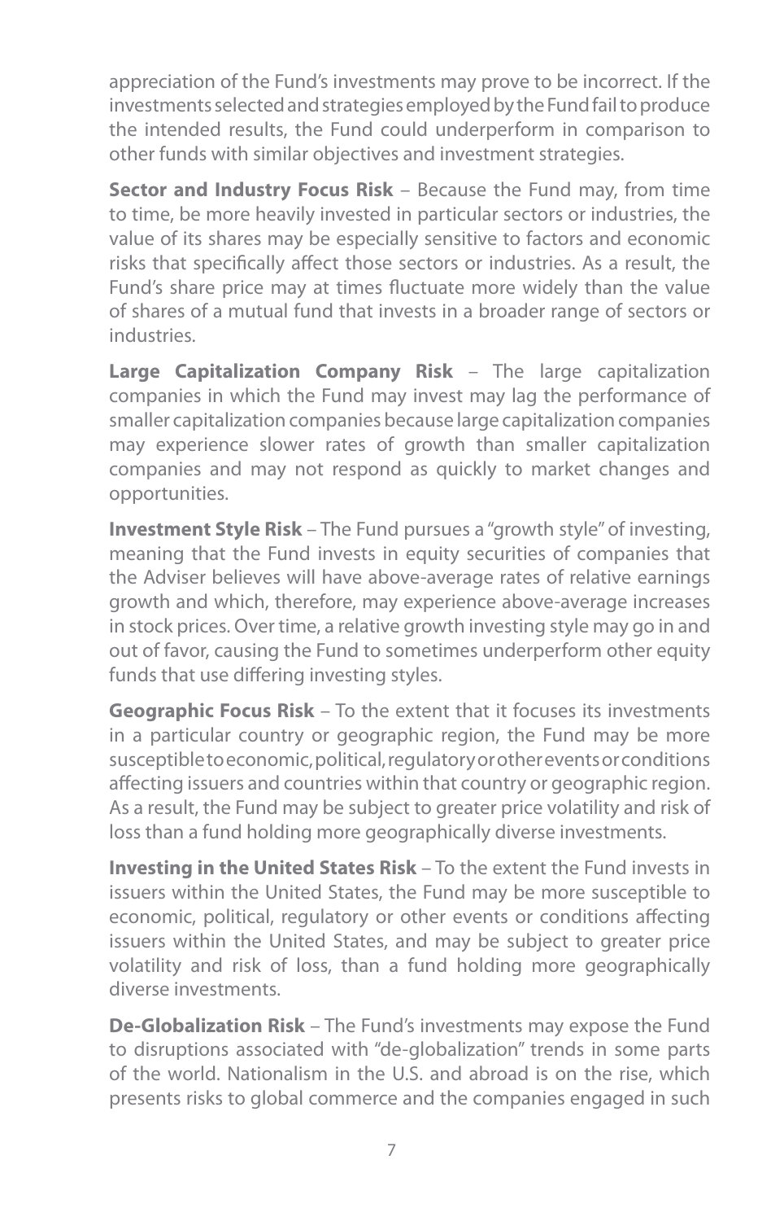appreciation of the Fund's investments may prove to be incorrect. If the investments selected and strategies employed by the Fund fail to produce the intended results, the Fund could underperform in comparison to other funds with similar objectives and investment strategies.

**Sector and Industry Focus Risk** – Because the Fund may, from time to time, be more heavily invested in particular sectors or industries, the value of its shares may be especially sensitive to factors and economic risks that specifically affect those sectors or industries. As a result, the Fund's share price may at times fluctuate more widely than the value of shares of a mutual fund that invests in a broader range of sectors or industries.

**Large Capitalization Company Risk** – The large capitalization companies in which the Fund may invest may lag the performance of smaller capitalization companies because large capitalization companies may experience slower rates of growth than smaller capitalization companies and may not respond as quickly to market changes and opportunities.

**Investment Style Risk** – The Fund pursues a "growth style" of investing, meaning that the Fund invests in equity securities of companies that the Adviser believes will have above-average rates of relative earnings growth and which, therefore, may experience above-average increases in stock prices. Over time, a relative growth investing style may go in and out of favor, causing the Fund to sometimes underperform other equity funds that use differing investing styles.

**Geographic Focus Risk** – To the extent that it focuses its investments in a particular country or geographic region, the Fund may be more susceptible to economic, political, regulatory or other events or conditions affecting issuers and countries within that country or geographic region. As a result, the Fund may be subject to greater price volatility and risk of loss than a fund holding more geographically diverse investments.

**Investing in the United States Risk** – To the extent the Fund invests in issuers within the United States, the Fund may be more susceptible to economic, political, regulatory or other events or conditions affecting issuers within the United States, and may be subject to greater price volatility and risk of loss, than a fund holding more geographically diverse investments.

**De-Globalization Risk** – The Fund's investments may expose the Fund to disruptions associated with "de-globalization" trends in some parts of the world. Nationalism in the U.S. and abroad is on the rise, which presents risks to global commerce and the companies engaged in such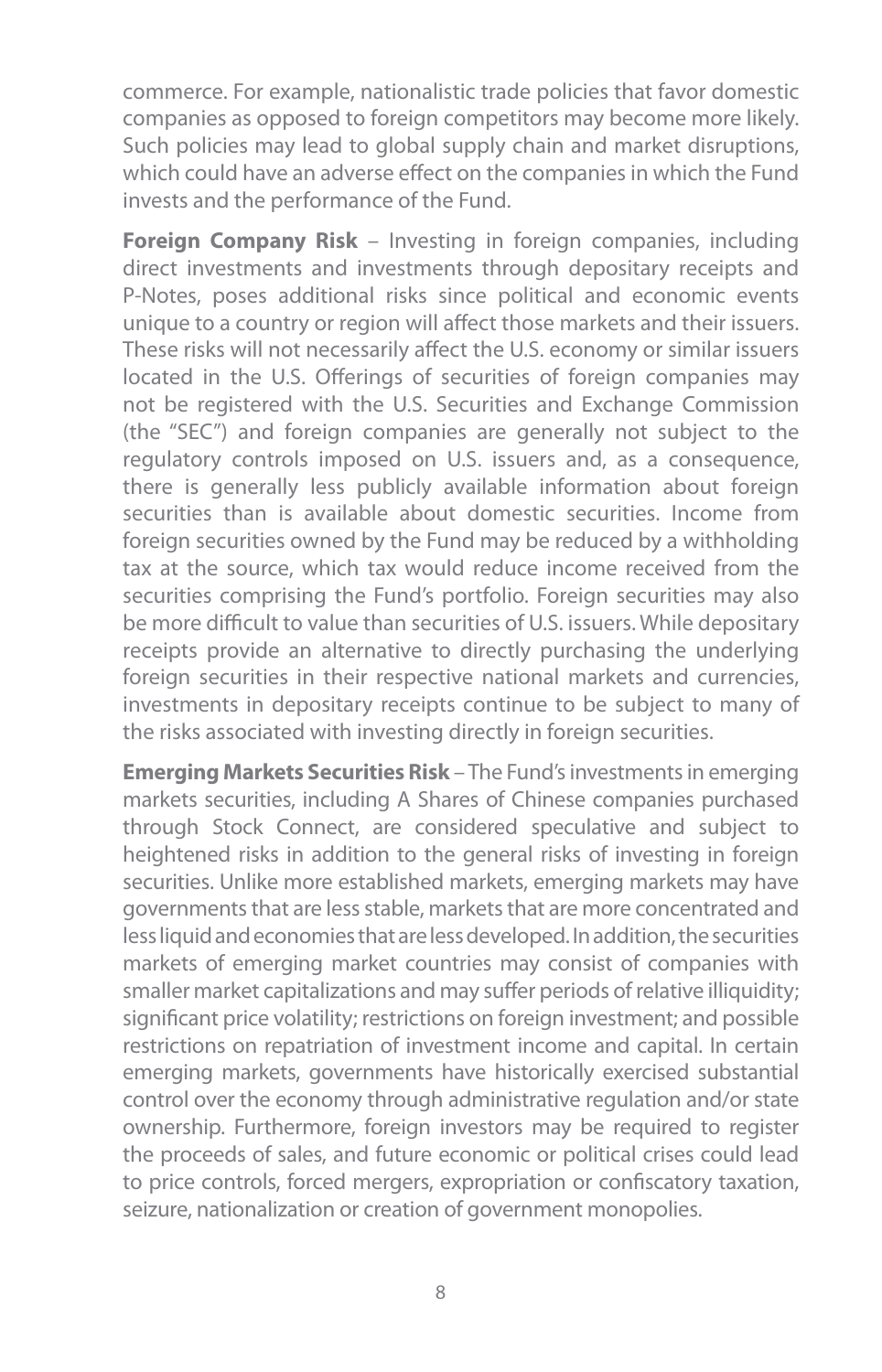commerce. For example, nationalistic trade policies that favor domestic companies as opposed to foreign competitors may become more likely. Such policies may lead to global supply chain and market disruptions, which could have an adverse effect on the companies in which the Fund invests and the performance of the Fund.

**Foreign Company Risk** – Investing in foreign companies, including direct investments and investments through depositary receipts and P-Notes, poses additional risks since political and economic events unique to a country or region will affect those markets and their issuers. These risks will not necessarily affect the U.S. economy or similar issuers located in the U.S. Offerings of securities of foreign companies may not be registered with the U.S. Securities and Exchange Commission (the "SEC") and foreign companies are generally not subject to the regulatory controls imposed on U.S. issuers and, as a consequence, there is generally less publicly available information about foreign securities than is available about domestic securities. Income from foreign securities owned by the Fund may be reduced by a withholding tax at the source, which tax would reduce income received from the securities comprising the Fund's portfolio. Foreign securities may also be more difficult to value than securities of U.S. issuers. While depositary receipts provide an alternative to directly purchasing the underlying foreign securities in their respective national markets and currencies, investments in depositary receipts continue to be subject to many of the risks associated with investing directly in foreign securities.

**Emerging Markets Securities Risk** – The Fund's investments in emerging markets securities, including A Shares of Chinese companies purchased through Stock Connect, are considered speculative and subject to heightened risks in addition to the general risks of investing in foreign securities. Unlike more established markets, emerging markets may have governments that are less stable, markets that are more concentrated and less liquid and economies that are less developed. In addition, the securities markets of emerging market countries may consist of companies with smaller market capitalizations and may suffer periods of relative illiquidity; significant price volatility; restrictions on foreign investment; and possible restrictions on repatriation of investment income and capital. In certain emerging markets, governments have historically exercised substantial control over the economy through administrative regulation and/or state ownership. Furthermore, foreign investors may be required to register the proceeds of sales, and future economic or political crises could lead to price controls, forced mergers, expropriation or confiscatory taxation, seizure, nationalization or creation of government monopolies.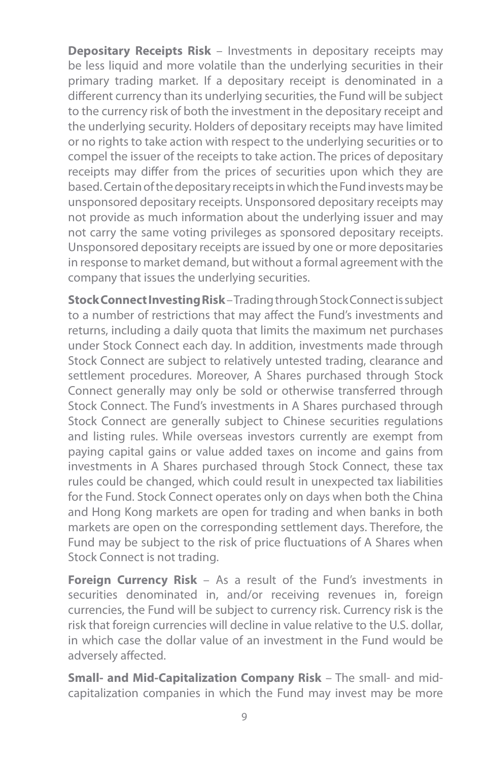**Depositary Receipts Risk** – Investments in depositary receipts may be less liquid and more volatile than the underlying securities in their primary trading market. If a depositary receipt is denominated in a different currency than its underlying securities, the Fund will be subject to the currency risk of both the investment in the depositary receipt and the underlying security. Holders of depositary receipts may have limited or no rights to take action with respect to the underlying securities or to compel the issuer of the receipts to take action. The prices of depositary receipts may differ from the prices of securities upon which they are based. Certain of the depositary receipts in which the Fund invests may be unsponsored depositary receipts. Unsponsored depositary receipts may not provide as much information about the underlying issuer and may not carry the same voting privileges as sponsored depositary receipts. Unsponsored depositary receipts are issued by one or more depositaries in response to market demand, but without a formal agreement with the company that issues the underlying securities.

**Stock Connect Investing Risk** – Trading through Stock Connect is subject to a number of restrictions that may affect the Fund's investments and returns, including a daily quota that limits the maximum net purchases under Stock Connect each day. In addition, investments made through Stock Connect are subject to relatively untested trading, clearance and settlement procedures. Moreover, A Shares purchased through Stock Connect generally may only be sold or otherwise transferred through Stock Connect. The Fund's investments in A Shares purchased through Stock Connect are generally subject to Chinese securities regulations and listing rules. While overseas investors currently are exempt from paying capital gains or value added taxes on income and gains from investments in A Shares purchased through Stock Connect, these tax rules could be changed, which could result in unexpected tax liabilities for the Fund. Stock Connect operates only on days when both the China and Hong Kong markets are open for trading and when banks in both markets are open on the corresponding settlement days. Therefore, the Fund may be subject to the risk of price fluctuations of A Shares when Stock Connect is not trading.

**Foreign Currency Risk** – As a result of the Fund's investments in securities denominated in, and/or receiving revenues in, foreign currencies, the Fund will be subject to currency risk. Currency risk is the risk that foreign currencies will decline in value relative to the U.S. dollar, in which case the dollar value of an investment in the Fund would be adversely affected.

**Small- and Mid-Capitalization Company Risk** – The small- and mid-capitalization companies in which the Fund may invest may be more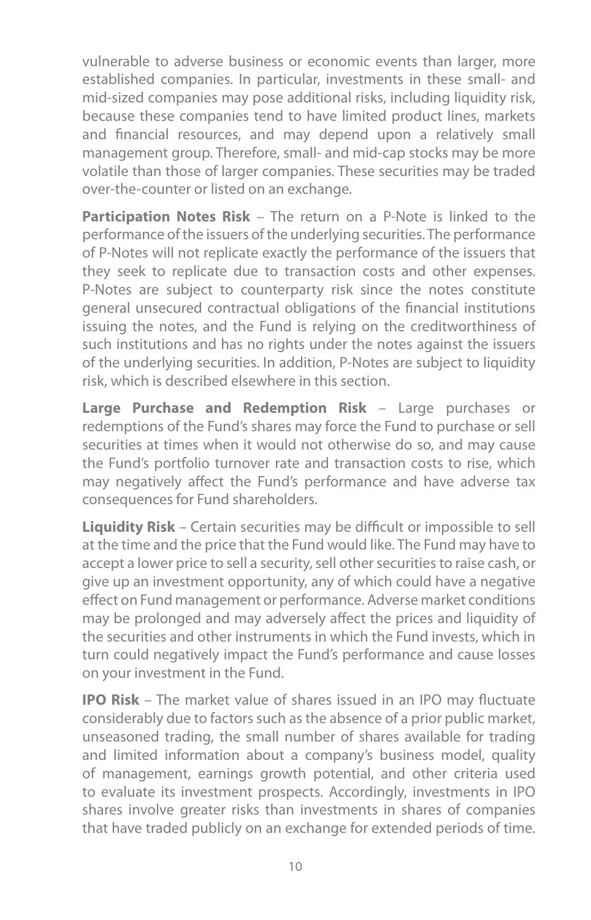vulnerable to adverse business or economic events than larger, more established companies. In particular, investments in these small- and mid-sized companies may pose additional risks, including liquidity risk, because these companies tend to have limited product lines, markets and financial resources, and may depend upon a relatively small management group. Therefore, small- and mid-cap stocks may be more volatile than those of larger companies. These securities may be traded over-the-counter or listed on an exchange.

**Participation Notes Risk** – The return on a P-Note is linked to the performance of the issuers of the underlying securities. The performance of P-Notes will not replicate exactly the performance of the issuers that they seek to replicate due to transaction costs and other expenses. P-Notes are subject to counterparty risk since the notes constitute general unsecured contractual obligations of the financial institutions issuing the notes, and the Fund is relying on the creditworthiness of such institutions and has no rights under the notes against the issuers of the underlying securities. In addition, P-Notes are subject to liquidity risk, which is described elsewhere in this section.

**Large Purchase and Redemption Risk** – Large purchases or redemptions of the Fund's shares may force the Fund to purchase or sell securities at times when it would not otherwise do so, and may cause the Fund's portfolio turnover rate and transaction costs to rise, which may negatively affect the Fund's performance and have adverse tax consequences for Fund shareholders.

**Liquidity Risk** – Certain securities may be difficult or impossible to sell at the time and the price that the Fund would like. The Fund may have to accept a lower price to sell a security, sell other securities to raise cash, or give up an investment opportunity, any of which could have a negative effect on Fund management or performance. Adverse market conditions may be prolonged and may adversely affect the prices and liquidity of the securities and other instruments in which the Fund invests, which in turn could negatively impact the Fund's performance and cause losses on your investment in the Fund.

**IPO Risk** – The market value of shares issued in an IPO may fluctuate considerably due to factors such as the absence of a prior public market, unseasoned trading, the small number of shares available for trading and limited information about a company's business model, quality of management, earnings growth potential, and other criteria used to evaluate its investment prospects. Accordingly, investments in IPO shares involve greater risks than investments in shares of companies that have traded publicly on an exchange for extended periods of time.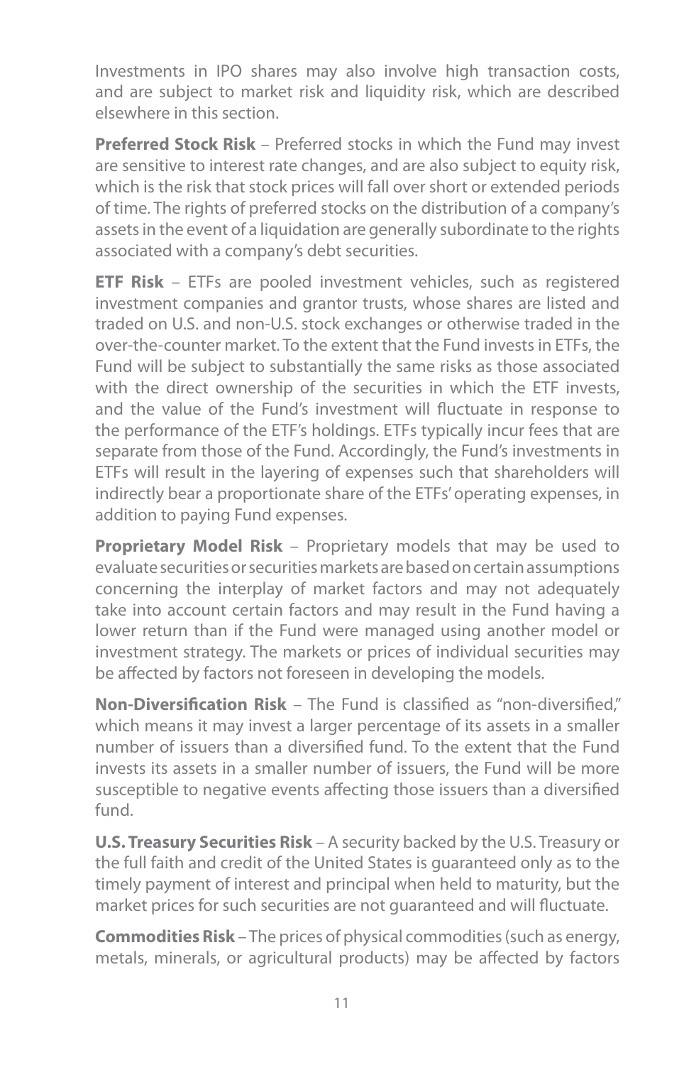Investments in IPO shares may also involve high transaction costs, and are subject to market risk and liquidity risk, which are described elsewhere in this section.

**Preferred Stock Risk** – Preferred stocks in which the Fund may invest are sensitive to interest rate changes, and are also subject to equity risk, which is the risk that stock prices will fall over short or extended periods of time. The rights of preferred stocks on the distribution of a company's assets in the event of a liquidation are generally subordinate to the rights associated with a company's debt securities.

**ETF Risk** – ETFs are pooled investment vehicles, such as registered investment companies and grantor trusts, whose shares are listed and traded on U.S. and non-U.S. stock exchanges or otherwise traded in the over-the-counter market. To the extent that the Fund invests in ETFs, the Fund will be subject to substantially the same risks as those associated with the direct ownership of the securities in which the ETF invests, and the value of the Fund's investment will fluctuate in response to the performance of the ETF's holdings. ETFs typically incur fees that are separate from those of the Fund. Accordingly, the Fund's investments in ETFs will result in the layering of expenses such that shareholders will indirectly bear a proportionate share of the ETFs' operating expenses, in addition to paying Fund expenses.

**Proprietary Model Risk** – Proprietary models that may be used to evaluate securities or securities markets are based on certain assumptions concerning the interplay of market factors and may not adequately take into account certain factors and may result in the Fund having a lower return than if the Fund were managed using another model or investment strategy. The markets or prices of individual securities may be affected by factors not foreseen in developing the models.

**Non-Diversification Risk** – The Fund is classified as "non-diversified," which means it may invest a larger percentage of its assets in a smaller number of issuers than a diversified fund. To the extent that the Fund invests its assets in a smaller number of issuers, the Fund will be more susceptible to negative events affecting those issuers than a diversified fund.

**U.S. Treasury Securities Risk** – A security backed by the U.S. Treasury or the full faith and credit of the United States is guaranteed only as to the timely payment of interest and principal when held to maturity, but the market prices for such securities are not guaranteed and will fluctuate.

**Commodities Risk** – The prices of physical commodities (such as energy, metals, minerals, or agricultural products) may be affected by factors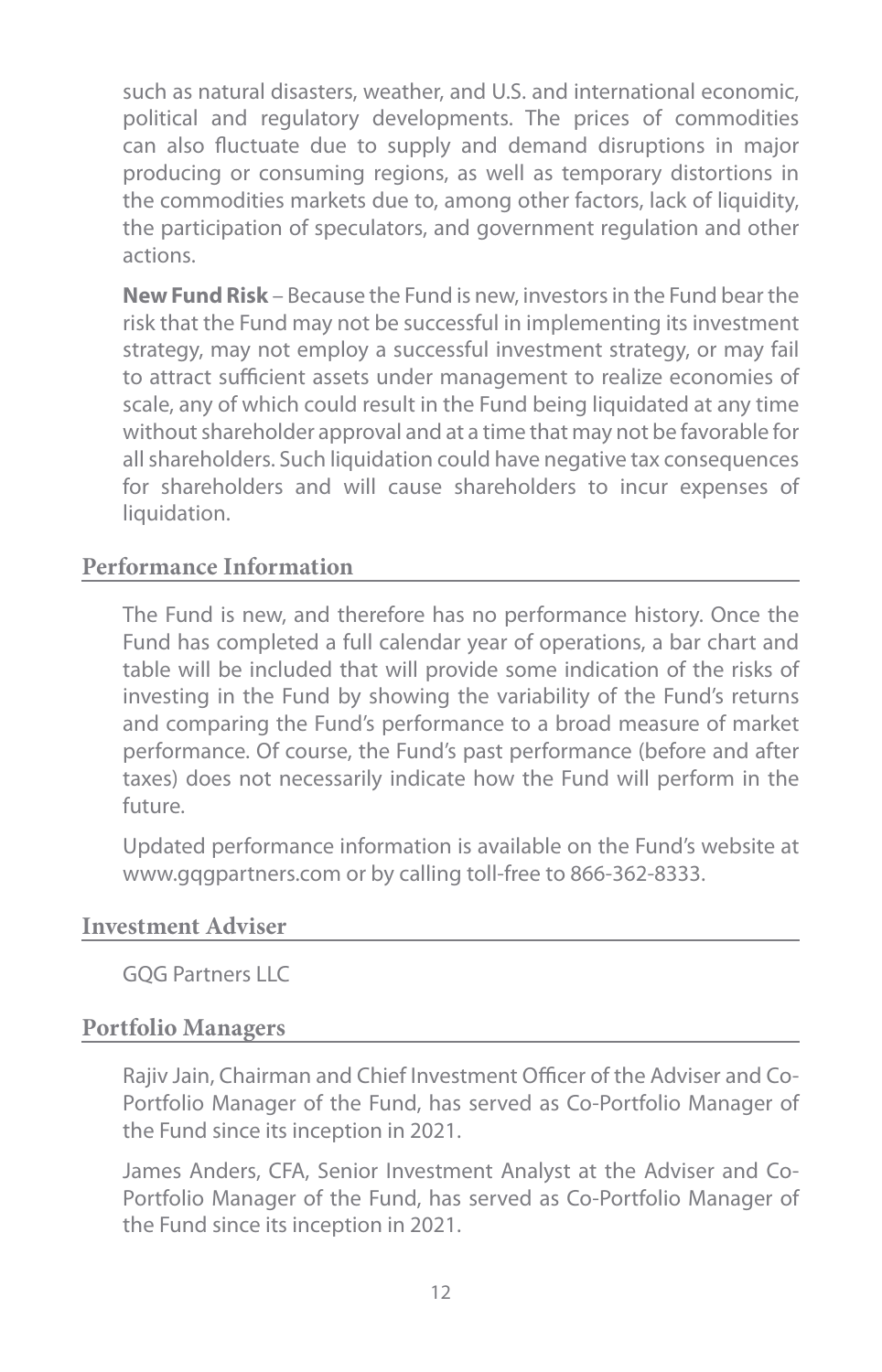such as natural disasters, weather, and U.S. and international economic, political and regulatory developments. The prices of commodities can also fluctuate due to supply and demand disruptions in major producing or consuming regions, as well as temporary distortions in the commodities markets due to, among other factors, lack of liquidity, the participation of speculators, and government regulation and other actions.

**New Fund Risk** – Because the Fund is new, investors in the Fund bear the risk that the Fund may not be successful in implementing its investment strategy, may not employ a successful investment strategy, or may fail to attract sufficient assets under management to realize economies of scale, any of which could result in the Fund being liquidated at any time without shareholder approval and at a time that may not be favorable for all shareholders. Such liquidation could have negative tax consequences for shareholders and will cause shareholders to incur expenses of liquidation.

## Performance Information

The Fund is new, and therefore has no performance history. Once the Fund has completed a full calendar year of operations, a bar chart and table will be included that will provide some indication of the risks of investing in the Fund by showing the variability of the Fund's returns and comparing the Fund's performance to a broad measure of market performance. Of course, the Fund's past performance (before and after taxes) does not necessarily indicate how the Fund will perform in the future.

Updated performance information is available on the Fund's website at www.gqgpartners.com or by calling toll-free to 866-362-8333.

## Investment Adviser

GQG Partners LLC

## Portfolio Managers

Rajiv Jain, Chairman and Chief Investment Officer of the Adviser and Co-Portfolio Manager of the Fund, has served as Co-Portfolio Manager of the Fund since its inception in 2021.

James Anders, CFA, Senior Investment Analyst at the Adviser and Co-Portfolio Manager of the Fund, has served as Co-Portfolio Manager of the Fund since its inception in 2021.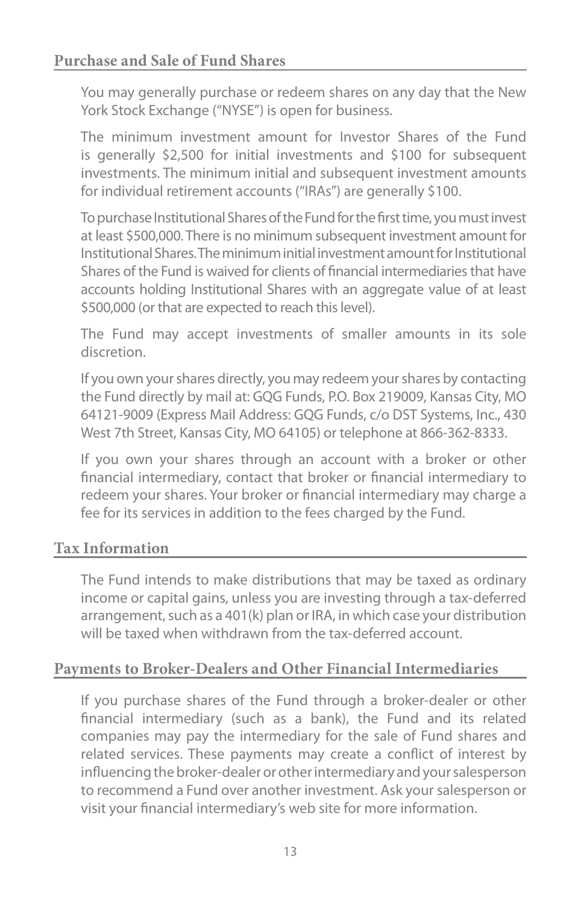## Purchase and Sale of Fund Shares

You may generally purchase or redeem shares on any day that the New York Stock Exchange ("NYSE") is open for business.

The minimum investment amount for Investor Shares of the Fund is generally $2,500 for initial investments and $100 for subsequent investments. The minimum initial and subsequent investment amounts for individual retirement accounts ("IRAs") are generally $100.

To purchase Institutional Shares of the Fund for the first time, you must invest at least $500,000. There is no minimum subsequent investment amount for Institutional Shares. The minimum initial investment amount for Institutional Shares of the Fund is waived for clients of financial intermediaries that have accounts holding Institutional Shares with an aggregate value of at least $500,000 (or that are expected to reach this level).

The Fund may accept investments of smaller amounts in its sole discretion.

If you own your shares directly, you may redeem your shares by contacting the Fund directly by mail at: GQG Funds, P.O. Box 219009, Kansas City, MO 64121-9009 (Express Mail Address: GQG Funds, c/o DST Systems, Inc., 430 West 7th Street, Kansas City, MO 64105) or telephone at 866-362-8333.

If you own your shares through an account with a broker or other financial intermediary, contact that broker or financial intermediary to redeem your shares. Your broker or financial intermediary may charge a fee for its services in addition to the fees charged by the Fund.

## Tax Information

The Fund intends to make distributions that may be taxed as ordinary income or capital gains, unless you are investing through a tax-deferred arrangement, such as a 401(k) plan or IRA, in which case your distribution will be taxed when withdrawn from the tax-deferred account.

## Payments to Broker-Dealers and Other Financial Intermediaries

If you purchase shares of the Fund through a broker-dealer or other financial intermediary (such as a bank), the Fund and its related companies may pay the intermediary for the sale of Fund shares and related services. These payments may create a conflict of interest by influencing the broker-dealer or other intermediary and your salesperson to recommend a Fund over another investment. Ask your salesperson or visit your financial intermediary's web site for more information.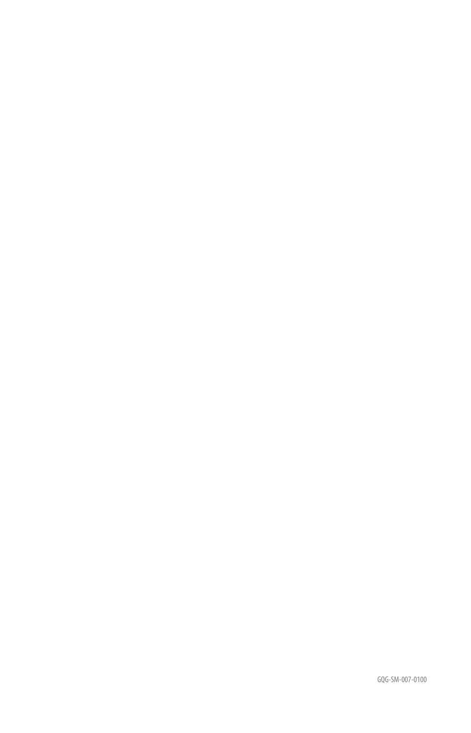GQG-SM-007-0100